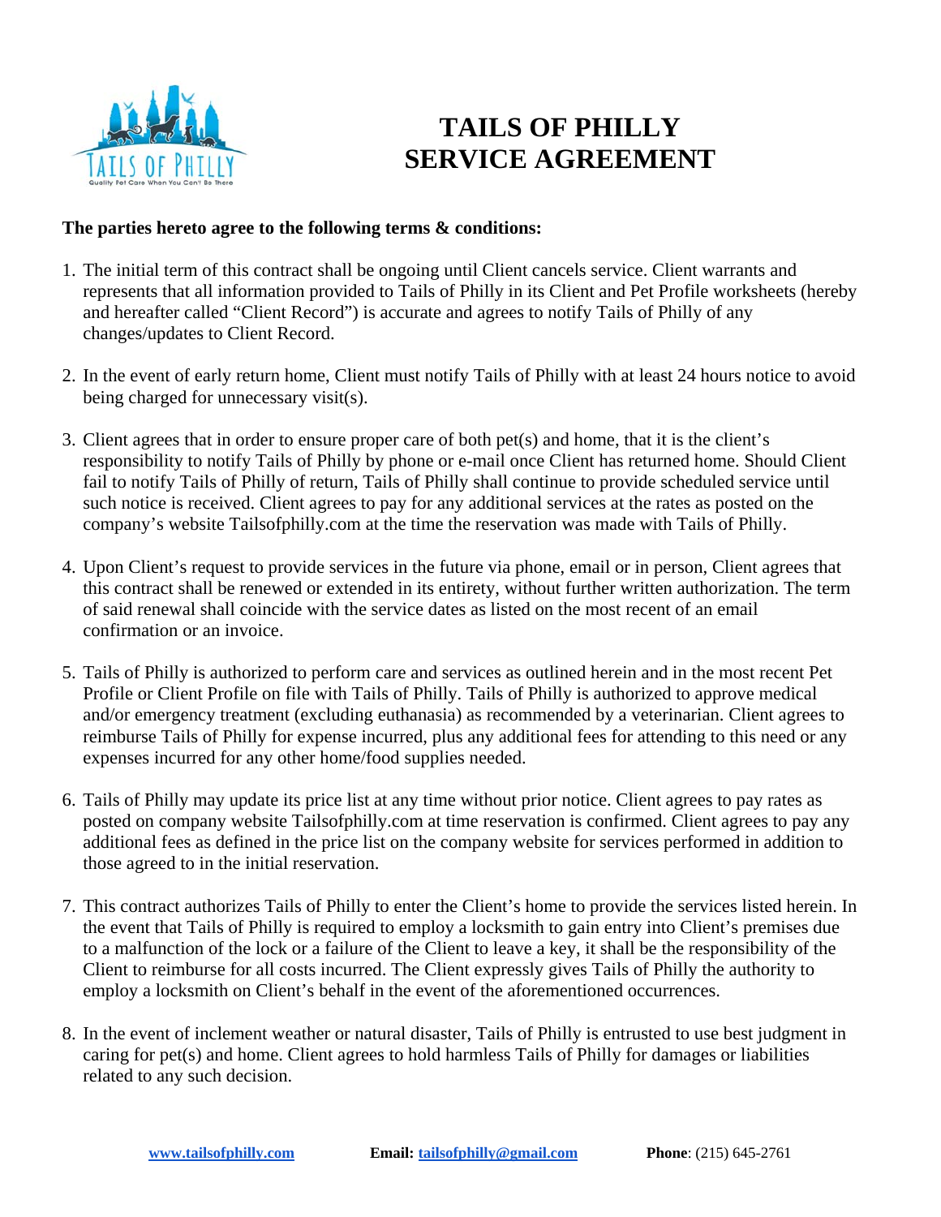# TAILS OF PHILLY SERVICE AGREEMENT

**The parties hereto agree to the following terms & conditions:**

1. The initial term of this contract shall be ongoing until Client cancels service. Client warrants and represents that all information provided to Tails of Philly in its Client and Pet Profile worksheets (hereby and hereafter called "Client Record") is accurate and agrees to notify Tails of Philly of any changes/updates to Client Record.

2. In the event of early return home, Client must notify Tails of Philly with at least 24 hours notice to avoid being charged for unnecessary visit(s).

3. Client agrees that in order to ensure proper care of both pet(s) and home, that it is the client's responsibility to notify Tails of Philly by phone or e-mail once Client has returned home. Should Client fail to notify Tails of Philly of return, Tails of Philly shall continue to provide scheduled service until such notice is received. Client agrees to pay for any additional services at the rates as posted on the company's website Tailsofphilly.com at the time the reservation was made with Tails of Philly.

4. Upon Client's request to provide services in the future via phone, email or in person, Client agrees that this contract shall be renewed or extended in its entirety, without further written authorization. The term of said renewal shall coincide with the service dates as listed on the most recent of an email confirmation or an invoice.

5. Tails of Philly is authorized to perform care and services as outlined herein and in the most recent Pet Profile or Client Profile on file with Tails of Philly. Tails of Philly is authorized to approve medical and/or emergency treatment (excluding euthanasia) as recommended by a veterinarian. Client agrees to reimburse Tails of Philly for expense incurred, plus any additional fees for attending to this need or any expenses incurred for any other home/food supplies needed.

6. Tails of Philly may update its price list at any time without prior notice. Client agrees to pay rates as posted on company website Tailsofphilly.com at time reservation is confirmed. Client agrees to pay any additional fees as defined in the price list on the company website for services performed in addition to those agreed to in the initial reservation.

7. This contract authorizes Tails of Philly to enter the Client's home to provide the services listed herein. In the event that Tails of Philly is required to employ a locksmith to gain entry into Client's premises due to a malfunction of the lock or a failure of the Client to leave a key, it shall be the responsibility of the Client to reimburse for all costs incurred. The Client expressly gives Tails of Philly the authority to employ a locksmith on Client's behalf in the event of the aforementioned occurrences.

8. In the event of inclement weather or natural disaster, Tails of Philly is entrusted to use best judgment in caring for pet(s) and home. Client agrees to hold harmless Tails of Philly for damages or liabilities related to any such decision.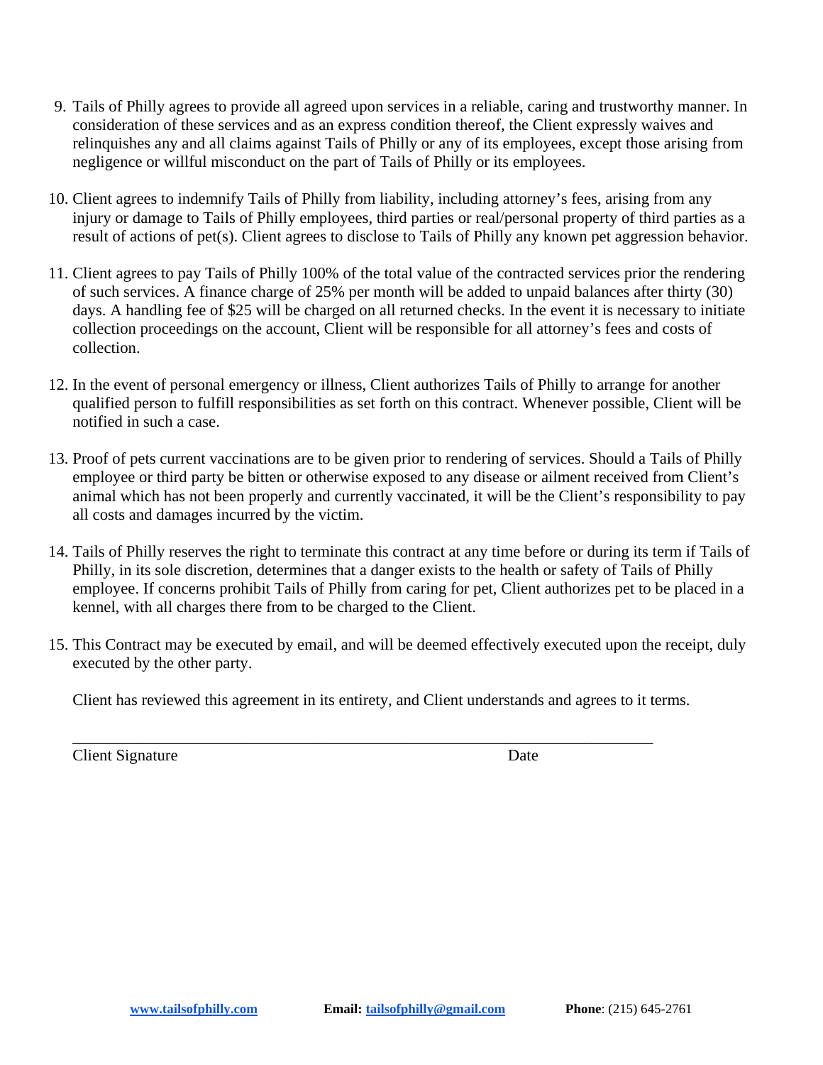9. Tails of Philly agrees to provide all agreed upon services in a reliable, caring and trustworthy manner. In consideration of these services and as an express condition thereof, the Client expressly waives and relinquishes any and all claims against Tails of Philly or any of its employees, except those arising from negligence or willful misconduct on the part of Tails of Philly or its employees.

10. Client agrees to indemnify Tails of Philly from liability, including attorney's fees, arising from any injury or damage to Tails of Philly employees, third parties or real/personal property of third parties as a result of actions of pet(s). Client agrees to disclose to Tails of Philly any known pet aggression behavior.

11. Client agrees to pay Tails of Philly 100% of the total value of the contracted services prior the rendering of such services. A finance charge of 25% per month will be added to unpaid balances after thirty (30) days. A handling fee of $25 will be charged on all returned checks. In the event it is necessary to initiate collection proceedings on the account, Client will be responsible for all attorney's fees and costs of collection.

12. In the event of personal emergency or illness, Client authorizes Tails of Philly to arrange for another qualified person to fulfill responsibilities as set forth on this contract. Whenever possible, Client will be notified in such a case.

13. Proof of pets current vaccinations are to be given prior to rendering of services. Should a Tails of Philly employee or third party be bitten or otherwise exposed to any disease or ailment received from Client's animal which has not been properly and currently vaccinated, it will be the Client's responsibility to pay all costs and damages incurred by the victim.

14. Tails of Philly reserves the right to terminate this contract at any time before or during its term if Tails of Philly, in its sole discretion, determines that a danger exists to the health or safety of Tails of Philly employee. If concerns prohibit Tails of Philly from caring for pet, Client authorizes pet to be placed in a kennel, with all charges there from to be charged to the Client.

15. This Contract may be executed by email, and will be deemed effectively executed upon the receipt, duly executed by the other party.

Client has reviewed this agreement in its entirety, and Client understands and agrees to it terms.

\_\_\_\_\_\_\_\_\_\_\_\_\_\_\_\_\_\_\_\_\_\_\_\_\_\_\_\_\_\_\_\_\_\_\_\_\_\_\_\_\_\_\_\_\_\_\_\_\_\_\_\_\_\_\_\_\_\_\_\_\_\_\_\_\_\_\_\_\_\_

Client Signature                                                                                    Date

**[www.tailsofphilly.com](http://www.tailsofphilly.com)**     **Email:** **[tailsofphilly@gmail.com](mailto:tailsofphilly@gmail.com)**     **Phone**: (215) 645-2761